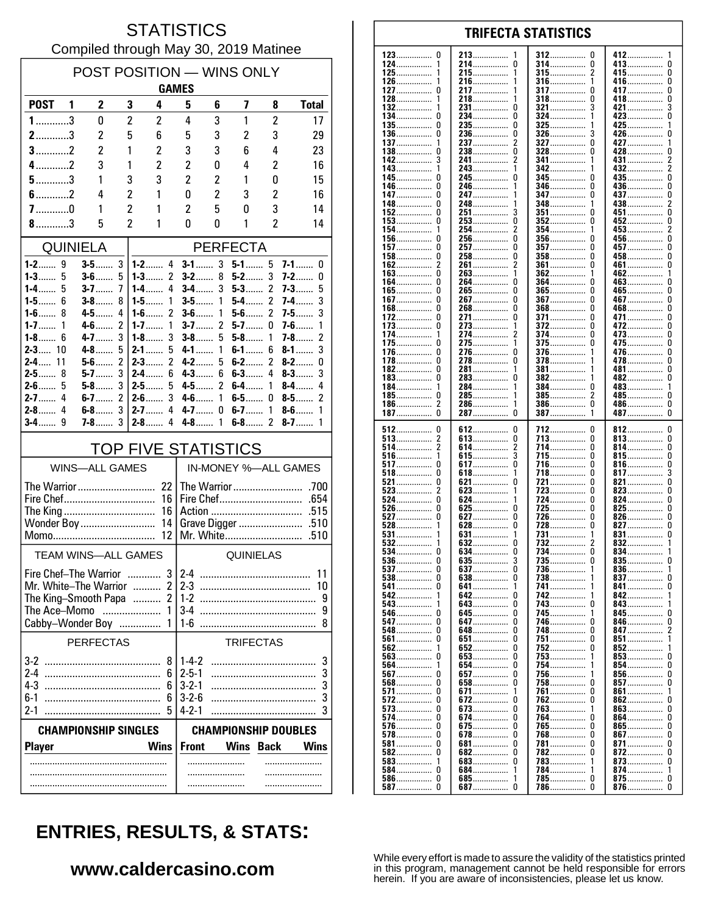# STATISTICS

Compiled through May 30, 2019 Matinee

## POST POSITION — WINS ONLY

| POST | 1 | 2 | 3 | 4 | 5 | 6 | 7 | 8 | Total |
|---|---|---|---|---|---|---|---|---|---|
| | GAMES | | | | | | | | |
| 1 | 3 | 0 | 2 | 2 | 4 | 3 | 1 | 2 | 17 |
| 2 | 3 | 2 | 5 | 6 | 5 | 3 | 2 | 3 | 29 |
| 3 | 2 | 2 | 1 | 2 | 3 | 3 | 6 | 4 | 23 |
| 4 | 2 | 3 | 1 | 2 | 2 | 0 | 4 | 2 | 16 |
| 5 | 3 | 1 | 3 | 3 | 2 | 2 | 1 | 0 | 15 |
| 6 | 2 | 4 | 2 | 1 | 0 | 2 | 3 | 2 | 16 |
| 7 | 0 | 1 | 2 | 1 | 2 | 5 | 0 | 3 | 14 |
| 8 | 3 | 5 | 2 | 1 | 0 | 0 | 1 | 2 | 14 |

## QUINIELA

| Combo | Wins | Combo | Wins |
|---|---|---|---|
| 1-2 | 9 | 3-5 | 3 |
| 1-3 | 5 | 3-6 | 5 |
| 1-4 | 5 | 3-7 | 7 |
| 1-5 | 6 | 3-8 | 8 |
| 1-6 | 8 | 4-5 | 4 |
| 1-7 | 1 | 4-6 | 2 |
| 1-8 | 6 | 4-7 | 3 |
| 2-3 | 10 | 4-8 | 5 |
| 2-4 | 11 | 5-6 | 2 |
| 2-5 | 8 | 5-7 | 3 |
| 2-6 | 5 | 5-8 | 3 |
| 2-7 | 4 | 6-7 | 2 |
| 2-8 | 4 | 6-8 | 3 |
| 3-4 | 9 | 7-8 | 3 |

## PERFECTA

| Combo | Wins | Combo | Wins | Combo | Wins | Combo | Wins |
|---|---|---|---|---|---|---|---|
| 1-2 | 4 | 3-1 | 3 | 5-1 | 5 | 7-1 | 0 |
| 1-3 | 2 | 3-2 | 8 | 5-2 | 3 | 7-2 | 0 |
| 1-4 | 4 | 3-4 | 3 | 5-3 | 2 | 7-3 | 5 |
| 1-5 | 1 | 3-5 | 1 | 5-4 | 2 | 7-4 | 3 |
| 1-6 | 2 | 3-6 | 1 | 5-6 | 2 | 7-5 | 3 |
| 1-7 | 1 | 3-7 | 2 | 5-7 | 0 | 7-6 | 1 |
| 1-8 | 3 | 3-8 | 5 | 5-8 | 1 | 7-8 | 2 |
| 2-1 | 5 | 4-1 | 1 | 6-1 | 6 | 8-1 | 3 |
| 2-3 | 2 | 4-2 | 5 | 6-2 | 2 | 8-2 | 0 |
| 2-4 | 6 | 4-3 | 6 | 6-3 | 4 | 8-3 | 3 |
| 2-5 | 5 | 4-5 | 2 | 6-4 | 1 | 8-4 | 4 |
| 2-6 | 3 | 4-6 | 1 | 6-5 | 0 | 8-5 | 2 |
| 2-7 | 4 | 4-7 | 0 | 6-7 | 1 | 8-6 | 1 |
| 2-8 | 4 | 4-8 | 1 | 6-8 | 2 | 8-7 | 1 |

## TOP FIVE STATISTICS

| WINS—ALL GAMES | | IN-MONEY %—ALL GAMES | |
|---|---|---|---|
| The Warrior | 22 | The Warrior | .700 |
| Fire Chef | 16 | Fire Chef | .654 |
| The King | 16 | Action | .515 |
| Wonder Boy | 14 | Grave Digger | .510 |
| Momo | 12 | Mr. White | .510 |

| TEAM WINS—ALL GAMES | | QUINIELAS | |
|---|---|---|---|
| Fire Chef–The Warrior | 3 | 2-4 | 11 |
| Mr. White–The Warrior | 2 | 2-3 | 10 |
| The King–Smooth Papa | 2 | 1-2 | 9 |
| The Ace–Momo | 1 | 3-4 | 9 |
| Cabby–Wonder Boy | 1 | 1-6 | 8 |

| PERFECTAS | | TRIFECTAS | |
|---|---|---|---|
| 3-2 | 8 | 1-4-2 | 3 |
| 2-4 | 6 | 2-5-1 | 3 |
| 4-3 | 6 | 3-2-1 | 3 |
| 6-1 | 6 | 3-2-6 | 3 |
| 2-1 | 5 | 4-2-1 | 3 |

| CHAMPIONSHIP SINGLES | | CHAMPIONSHIP DOUBLES | | | |
|---|---|---|---|---|---|
| Player | Wins | Front | Wins | Back | Wins |
| | | | | | |
| | | | | | |
| | | | | | |

## TRIFECTA STATISTICS

| | | | | | | | |
|---|---|---|---|---|---|---|---|
| 123 | 0 | 213 | 1 | 312 | 0 | 412 | 1 |
| 124 | 1 | 214 | 0 | 314 | 0 | 413 | 0 |
| 125 | 1 | 215 | 1 | 315 | 2 | 415 | 0 |
| 126 | 1 | 216 | 1 | 316 | 1 | 416 | 0 |
| 127 | 0 | 217 | 1 | 317 | 0 | 417 | 0 |
| 128 | 1 | 218 | 1 | 318 | 0 | 418 | 0 |
| 132 | 1 | 231 | 0 | 321 | 3 | 421 | 3 |
| 134 | 0 | 234 | 0 | 324 | 1 | 423 | 0 |
| 135 | 0 | 235 | 0 | 325 | 1 | 425 | 1 |
| 136 | 0 | 236 | 0 | 326 | 3 | 426 | 0 |
| 137 | 1 | 237 | 2 | 327 | 0 | 427 | 1 |
| 138 | 0 | 238 | 0 | 328 | 0 | 428 | 0 |
| 142 | 3 | 241 | 2 | 341 | 1 | 431 | 2 |
| 143 | 1 | 243 | 1 | 342 | 1 | 432 | 2 |
| 145 | 0 | 245 | 0 | 345 | 0 | 435 | 0 |
| 146 | 0 | 246 | 1 | 346 | 0 | 436 | 0 |
| 147 | 0 | 247 | 1 | 347 | 0 | 437 | 0 |
| 148 | 0 | 248 | 1 | 348 | 1 | 438 | 2 |
| 152 | 0 | 251 | 3 | 351 | 0 | 451 | 0 |
| 153 | 0 | 253 | 0 | 352 | 0 | 452 | 0 |
| 154 | 1 | 254 | 2 | 354 | 1 | 453 | 2 |
| 156 | 0 | 256 | 0 | 356 | 0 | 456 | 0 |
| 157 | 0 | 257 | 0 | 357 | 0 | 457 | 0 |
| 158 | 0 | 258 | 0 | 358 | 0 | 458 | 0 |
| 162 | 2 | 261 | 2 | 361 | 0 | 461 | 0 |
| 163 | 0 | 263 | 1 | 362 | 1 | 462 | 1 |
| 164 | 0 | 264 | 0 | 364 | 0 | 463 | 0 |
| 165 | 0 | 265 | 0 | 365 | 0 | 465 | 0 |
| 167 | 0 | 267 | 0 | 367 | 0 | 467 | 0 |
| 168 | 0 | 268 | 0 | 368 | 0 | 468 | 0 |
| 172 | 0 | 271 | 0 | 371 | 0 | 471 | 0 |
| 173 | 0 | 273 | 1 | 372 | 0 | 472 | 0 |
| 174 | 1 | 274 | 2 | 374 | 0 | 473 | 0 |
| 175 | 0 | 275 | 1 | 375 | 0 | 475 | 0 |
| 176 | 0 | 276 | 0 | 376 | 1 | 476 | 0 |
| 178 | 0 | 278 | 0 | 378 | 1 | 478 | 0 |
| 182 | 0 | 281 | 1 | 381 | 1 | 481 | 0 |
| 183 | 0 | 283 | 0 | 382 | 1 | 482 | 0 |
| 184 | 1 | 284 | 1 | 384 | 0 | 483 | 1 |
| 185 | 0 | 285 | 1 | 385 | 2 | 485 | 0 |
| 186 | 2 | 286 | 1 | 386 | 0 | 486 | 0 |
| 187 | 0 | 287 | 0 | 387 | 1 | 487 | 0 |
| 512 | 0 | 612 | 0 | 712 | 0 | 812 | 0 |
| 513 | 2 | 613 | 0 | 713 | 0 | 813 | 0 |
| 514 | 2 | 614 | 2 | 714 | 0 | 814 | 0 |
| 516 | 1 | 615 | 3 | 715 | 0 | 815 | 0 |
| 517 | 0 | 617 | 0 | 716 | 0 | 816 | 0 |
| 518 | 0 | 618 | 1 | 718 | 0 | 817 | 3 |
| 521 | 0 | 621 | 0 | 721 | 0 | 821 | 0 |
| 523 | 2 | 623 | 1 | 723 | 0 | 823 | 0 |
| 524 | 0 | 624 | 1 | 724 | 0 | 824 | 0 |
| 526 | 0 | 625 | 0 | 725 | 0 | 825 | 0 |
| 527 | 0 | 627 | 0 | 726 | 0 | 826 | 0 |
| 528 | 1 | 628 | 0 | 728 | 0 | 827 | 0 |
| 531 | 1 | 631 | 1 | 731 | 1 | 831 | 0 |
| 532 | 1 | 632 | 0 | 732 | 2 | 832 | 1 |
| 534 | 0 | 634 | 0 | 734 | 0 | 834 | 1 |
| 536 | 0 | 635 | 3 | 735 | 0 | 835 | 0 |
| 537 | 0 | 637 | 0 | 736 | 1 | 836 | 1 |
| 538 | 0 | 638 | 0 | 738 | 1 | 837 | 0 |
| 541 | 0 | 641 | 1 | 741 | 1 | 841 | 0 |
| 542 | 1 | 642 | 0 | 742 | 1 | 842 | 1 |
| 543 | 1 | 643 | 0 | 743 | 0 | 843 | 1 |
| 546 | 0 | 645 | 0 | 745 | 1 | 845 | 0 |
| 547 | 0 | 647 | 0 | 746 | 0 | 846 | 0 |
| 548 | 0 | 648 | 0 | 748 | 0 | 847 | 2 |
| 561 | 0 | 651 | 0 | 751 | 0 | 851 | 1 |
| 562 | 1 | 652 | 0 | 752 | 0 | 852 | 1 |
| 563 | 0 | 653 | 0 | 753 | 1 | 853 | 0 |
| 564 | 1 | 654 | 0 | 754 | 1 | 854 | 0 |
| 567 | 0 | 657 | 0 | 756 | 1 | 856 | 0 |
| 568 | 0 | 658 | 0 | 758 | 0 | 857 | 0 |
| 571 | 0 | 671 | 1 | 761 | 0 | 861 | 1 |
| 572 | 0 | 672 | 0 | 762 | 0 | 862 | 0 |
| 573 | 0 | 673 | 0 | 763 | 1 | 863 | 0 |
| 574 | 0 | 674 | 0 | 764 | 0 | 864 | 0 |
| 576 | 0 | 675 | 0 | 765 | 0 | 865 | 0 |
| 578 | 0 | 678 | 0 | 768 | 0 | 867 | 0 |
| 581 | 0 | 681 | 0 | 781 | 0 | 871 | 0 |
| 582 | 0 | 682 | 0 | 782 | 0 | 872 | 0 |
| 583 | 1 | 683 | 0 | 783 | 1 | 873 | 0 |
| 584 | 0 | 684 | 1 | 784 | 1 | 874 | 1 |
| 586 | 0 | 685 | 1 | 785 | 0 | 875 | 0 |
| 587 | 0 | 687 | 0 | 786 | 0 | 876 | 0 |

## ENTRIES, RESULTS, & STATS:

**www.caldercasino.com**

While every effort is made to assure the validity of the statistics printed in this program, management cannot be held responsible for errors herein. If you are aware of inconsistencies, please let us know.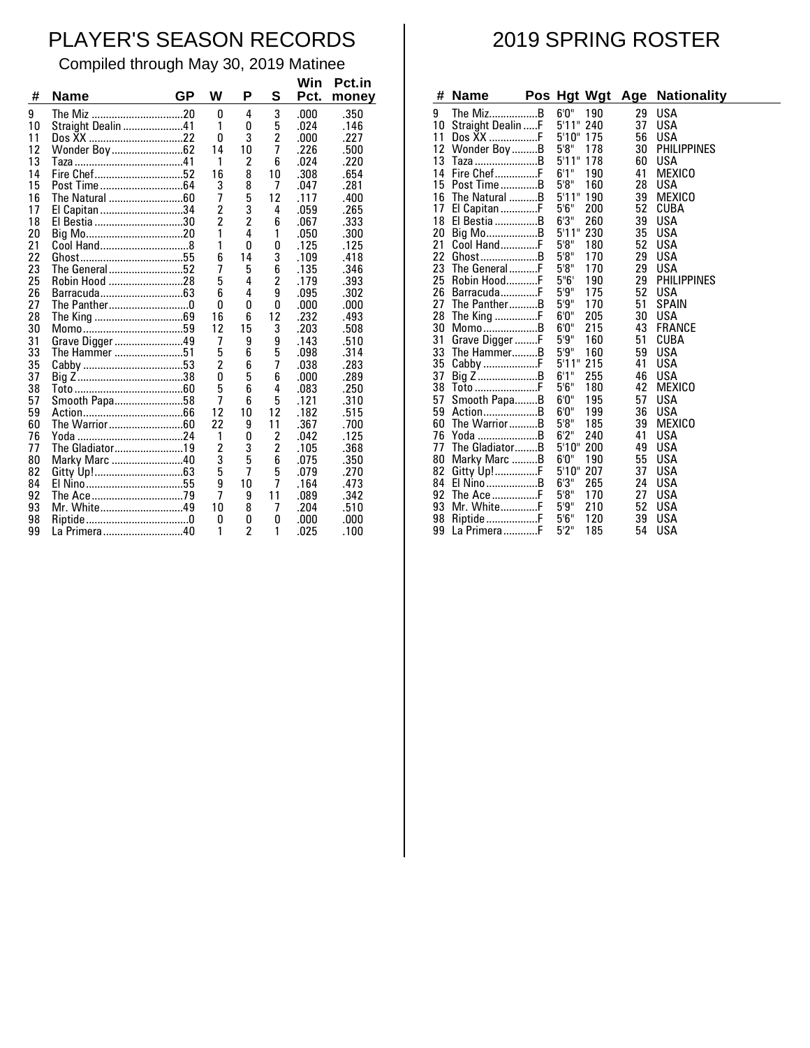# PLAYER'S SEASON RECORDS

Compiled through May 30, 2019 Matinee

| # | Name | GP | W | P | S | Win Pct. | Pct.in money |
|---|---|---|---|---|---|---|---|
| 9 | The Miz | 20 | 0 | 4 | 3 | .000 | .350 |
| 10 | Straight Dealin | 41 | 1 | 0 | 5 | .024 | .146 |
| 11 | Dos XX | 22 | 0 | 3 | 2 | .000 | .227 |
| 12 | Wonder Boy | 62 | 14 | 10 | 7 | .226 | .500 |
| 13 | Taza | 41 | 1 | 2 | 6 | .024 | .220 |
| 14 | Fire Chef | 52 | 16 | 8 | 10 | .308 | .654 |
| 15 | Post Time | 64 | 3 | 8 | 7 | .047 | .281 |
| 16 | The Natural | 60 | 7 | 5 | 12 | .117 | .400 |
| 17 | El Capitan | 34 | 2 | 3 | 4 | .059 | .265 |
| 18 | El Bestia | 30 | 2 | 2 | 6 | .067 | .333 |
| 20 | Big Mo | 20 | 1 | 4 | 1 | .050 | .300 |
| 21 | Cool Hand | 8 | 1 | 0 | 0 | .125 | .125 |
| 22 | Ghost | 55 | 6 | 14 | 3 | .109 | .418 |
| 23 | The General | 52 | 7 | 5 | 6 | .135 | .346 |
| 25 | Robin Hood | 28 | 5 | 4 | 2 | .179 | .393 |
| 26 | Barracuda | 63 | 6 | 4 | 9 | .095 | .302 |
| 27 | The Panther | 0 | 0 | 0 | 0 | .000 | .000 |
| 28 | The King | 69 | 16 | 6 | 12 | .232 | .493 |
| 30 | Momo | 59 | 12 | 15 | 3 | .203 | .508 |
| 31 | Grave Digger | 49 | 7 | 9 | 9 | .143 | .510 |
| 33 | The Hammer | 51 | 5 | 6 | 5 | .098 | .314 |
| 35 | Cabby | 53 | 2 | 6 | 7 | .038 | .283 |
| 37 | Big Z | 38 | 0 | 5 | 6 | .000 | .289 |
| 38 | Toto | 60 | 5 | 6 | 4 | .083 | .250 |
| 57 | Smooth Papa | 58 | 7 | 6 | 5 | .121 | .310 |
| 59 | Action | 66 | 12 | 10 | 12 | .182 | .515 |
| 60 | The Warrior | 60 | 22 | 9 | 11 | .367 | .700 |
| 76 | Yoda | 24 | 1 | 0 | 2 | .042 | .125 |
| 77 | The Gladiator | 19 | 2 | 3 | 2 | .105 | .368 |
| 80 | Marky Marc | 40 | 3 | 5 | 6 | .075 | .350 |
| 82 | Gitty Up! | 63 | 5 | 7 | 5 | .079 | .270 |
| 84 | El Nino | 55 | 9 | 10 | 7 | .164 | .473 |
| 92 | The Ace | 79 | 7 | 9 | 11 | .089 | .342 |
| 93 | Mr. White | 49 | 10 | 8 | 7 | .204 | .510 |
| 98 | Riptide | 0 | 0 | 0 | 0 | .000 | .000 |
| 99 | La Primera | 40 | 1 | 2 | 1 | .025 | .100 |

# 2019 SPRING ROSTER

| # | Name | Pos | Hgt | Wgt | Age | Nationality |
|---|---|---|---|---|---|---|
| 9 | The Miz | B | 6'0" | 190 | 29 | USA |
| 10 | Straight Dealin | F | 5'11" | 240 | 37 | USA |
| 11 | Dos XX | F | 5'10" | 175 | 56 | USA |
| 12 | Wonder Boy | B | 5'8" | 178 | 30 | PHILIPPINES |
| 13 | Taza | B | 5'11" | 178 | 60 | USA |
| 14 | Fire Chef | F | 6'1" | 190 | 41 | MEXICO |
| 15 | Post Time | B | 5'8" | 160 | 28 | USA |
| 16 | The Natural | B | 5'11" | 190 | 39 | MEXICO |
| 17 | El Capitan | F | 5'6" | 200 | 52 | CUBA |
| 18 | El Bestia | B | 6'3" | 260 | 39 | USA |
| 20 | Big Mo | B | 5'11" | 230 | 35 | USA |
| 21 | Cool Hand | F | 5'8" | 180 | 52 | USA |
| 22 | Ghost | B | 5'8" | 170 | 29 | USA |
| 23 | The General | F | 5'8" | 170 | 29 | USA |
| 25 | Robin Hood | F | 5"6' | 190 | 29 | PHILIPPINES |
| 26 | Barracuda | F | 5'9" | 175 | 52 | USA |
| 27 | The Panther | B | 5'9" | 170 | 51 | SPAIN |
| 28 | The King | F | 6'0" | 205 | 30 | USA |
| 30 | Momo | B | 6'0" | 215 | 43 | FRANCE |
| 31 | Grave Digger | F | 5'9" | 160 | 51 | CUBA |
| 33 | The Hammer | B | 5'9" | 160 | 59 | USA |
| 35 | Cabby | F | 5'11" | 215 | 41 | USA |
| 37 | Big Z | B | 6'1" | 255 | 46 | USA |
| 38 | Toto | F | 5'6" | 180 | 42 | MEXICO |
| 57 | Smooth Papa | B | 6'0" | 195 | 57 | USA |
| 59 | Action | B | 6'0" | 199 | 36 | USA |
| 60 | The Warrior | B | 5'8" | 185 | 39 | MEXICO |
| 76 | Yoda | B | 6'2" | 240 | 41 | USA |
| 77 | The Gladiator | B | 5'10" | 200 | 49 | USA |
| 80 | Marky Marc | B | 6'0" | 190 | 55 | USA |
| 82 | Gitty Up! | F | 5'10" | 207 | 37 | USA |
| 84 | El Nino | B | 6'3" | 265 | 24 | USA |
| 92 | The Ace | F | 5'8" | 170 | 27 | USA |
| 93 | Mr. White | F | 5'9" | 210 | 52 | USA |
| 98 | Riptide | F | 5'6" | 120 | 39 | USA |
| 99 | La Primera | F | 5'2" | 185 | 54 | USA |